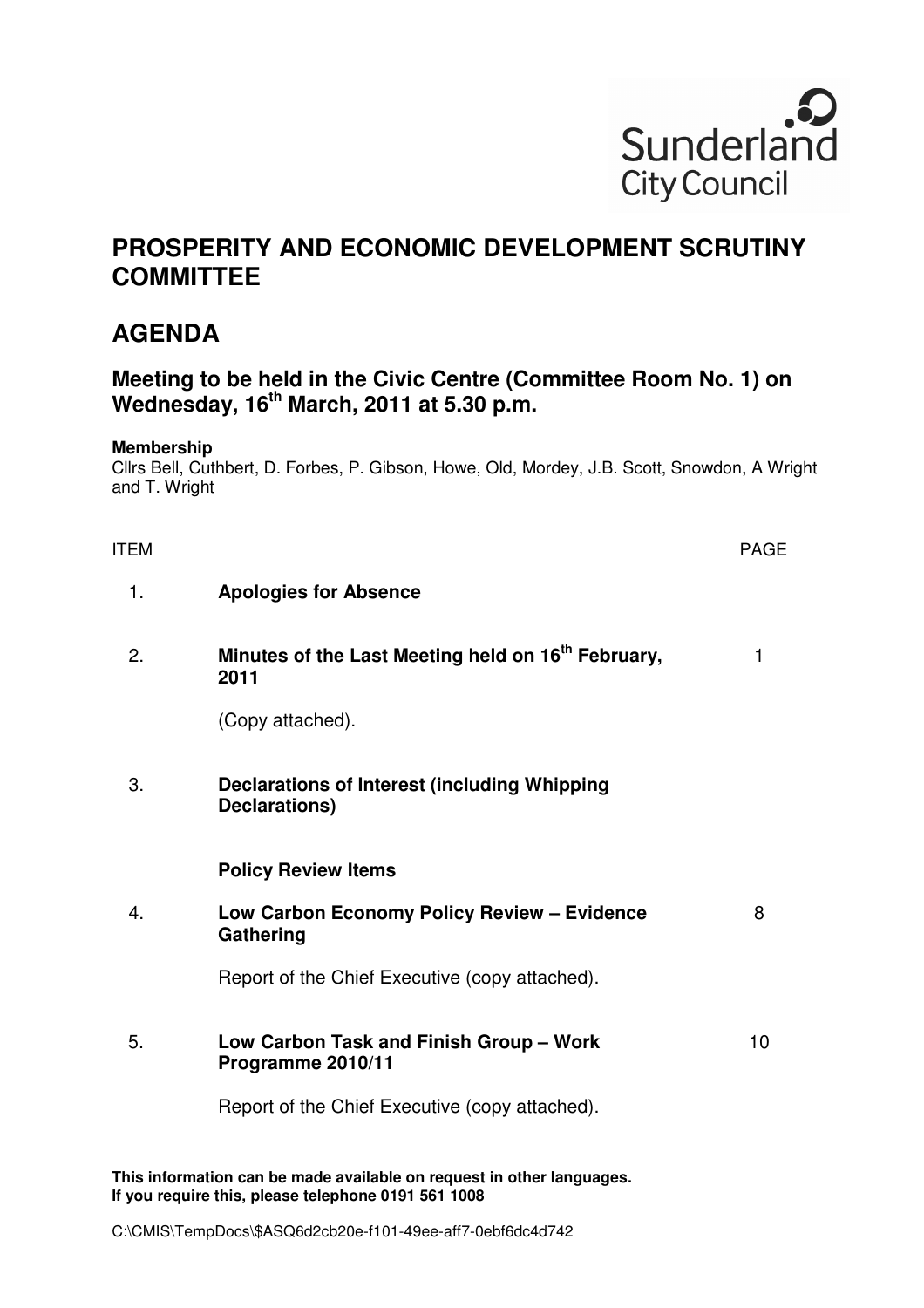Sunderland City Council

# PROSPERITY AND ECONOMIC DEVELOPMENT SCRUTINY COMMITTEE

# AGENDA

## Meeting to be held in the Civic Centre (Committee Room No. 1) on Wednesday, 16th March, 2011 at 5.30 p.m.

**Membership**
Cllrs Bell, Cuthbert, D. Forbes, P. Gibson, Howe, Old, Mordey, J.B. Scott, Snowdon, A Wright and T. Wright

| ITEM | | PAGE |
|---|---|---|
| 1. | **Apologies for Absence** | |
| 2. | **Minutes of the Last Meeting held on 16th February, 2011**<br><br>(Copy attached). | 1 |
| 3. | **Declarations of Interest (including Whipping Declarations)** | |
| | **Policy Review Items** | |
| 4. | **Low Carbon Economy Policy Review – Evidence Gathering**<br><br>Report of the Chief Executive (copy attached). | 8 |
| 5. | **Low Carbon Task and Finish Group – Work Programme 2010/11**<br><br>Report of the Chief Executive (copy attached). | 10 |

**This information can be made available on request in other languages. If you require this, please telephone 0191 561 1008**

C:\CMIS\TempDocs\$ASQ6d2cb20e-f101-49ee-aff7-0ebf6dc4d742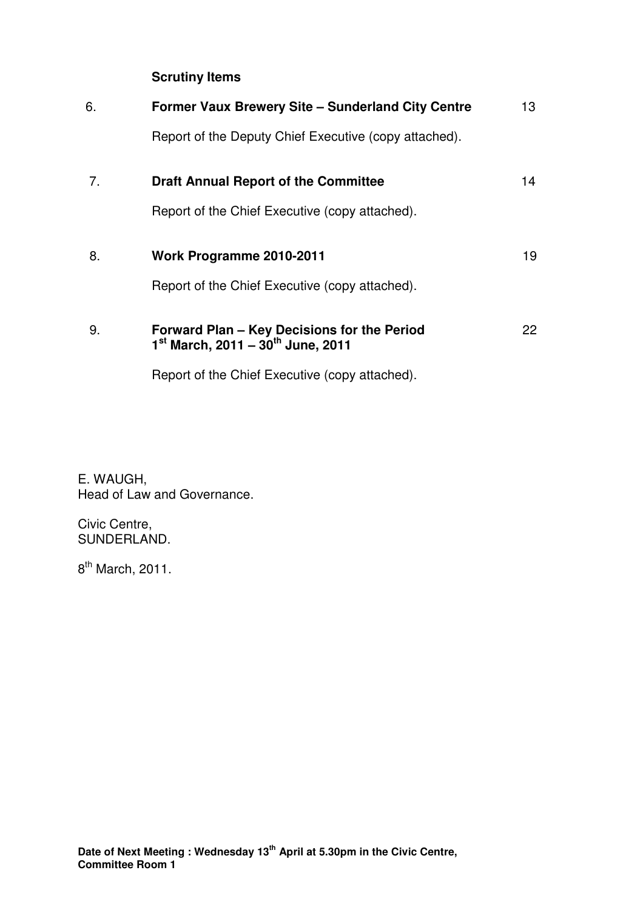**Scrutiny Items**

| | | |
|---|---|---|
| 6. | **Former Vaux Brewery Site – Sunderland City Centre** | 13 |
| | Report of the Deputy Chief Executive (copy attached). | |
| 7. | **Draft Annual Report of the Committee** | 14 |
| | Report of the Chief Executive (copy attached). | |
| 8. | **Work Programme 2010-2011** | 19 |
| | Report of the Chief Executive (copy attached). | |
| 9. | **Forward Plan – Key Decisions for the Period 1st March, 2011 – 30th June, 2011** | 22 |
| | Report of the Chief Executive (copy attached). | |

E. WAUGH,
Head of Law and Governance.

Civic Centre,
SUNDERLAND.

8th March, 2011.

**Date of Next Meeting : Wednesday 13th April at 5.30pm in the Civic Centre, Committee Room 1**